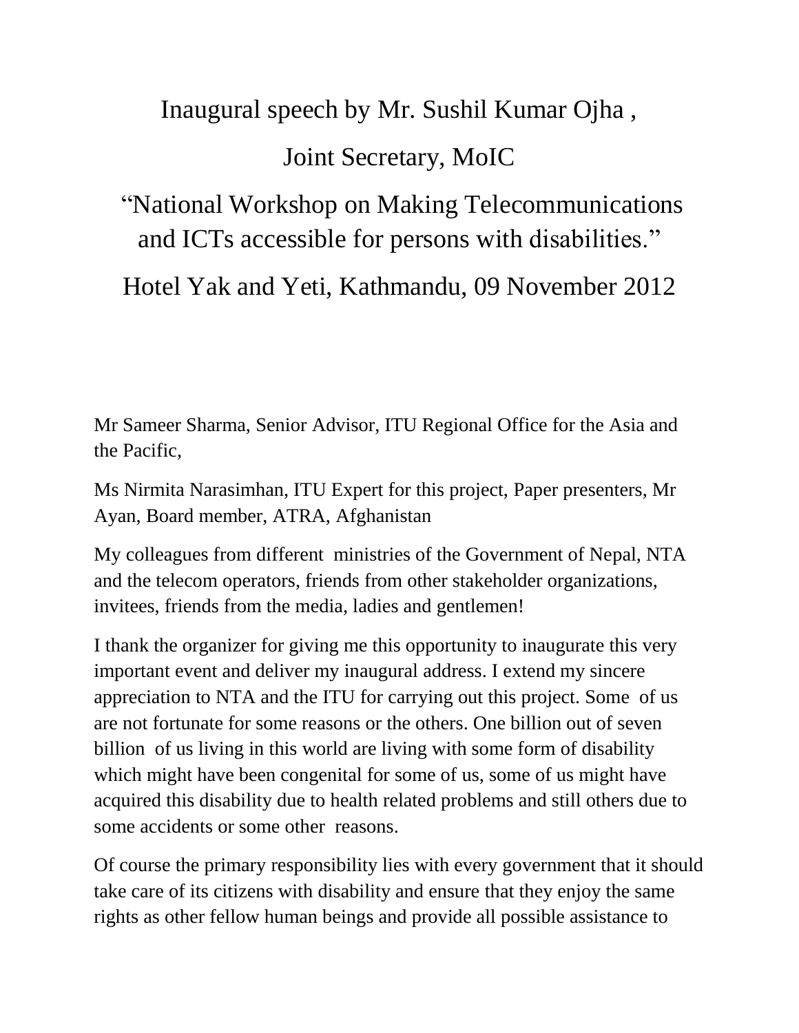# Inaugural speech by Mr. Sushil Kumar Ojha ,

# Joint Secretary, MoIC

# "National Workshop on Making Telecommunications and ICTs accessible for persons with disabilities."

# Hotel Yak and Yeti, Kathmandu, 09 November 2012

Mr Sameer Sharma, Senior Advisor, ITU Regional Office for the Asia and the Pacific,

Ms Nirmita Narasimhan, ITU Expert for this project, Paper presenters, Mr Ayan, Board member, ATRA, Afghanistan

My colleagues from different ministries of the Government of Nepal, NTA and the telecom operators, friends from other stakeholder organizations, invitees, friends from the media, ladies and gentlemen!

I thank the organizer for giving me this opportunity to inaugurate this very important event and deliver my inaugural address. I extend my sincere appreciation to NTA and the ITU for carrying out this project. Some of us are not fortunate for some reasons or the others. One billion out of seven billion of us living in this world are living with some form of disability which might have been congenital for some of us, some of us might have acquired this disability due to health related problems and still others due to some accidents or some other reasons.

Of course the primary responsibility lies with every government that it should take care of its citizens with disability and ensure that they enjoy the same rights as other fellow human beings and provide all possible assistance to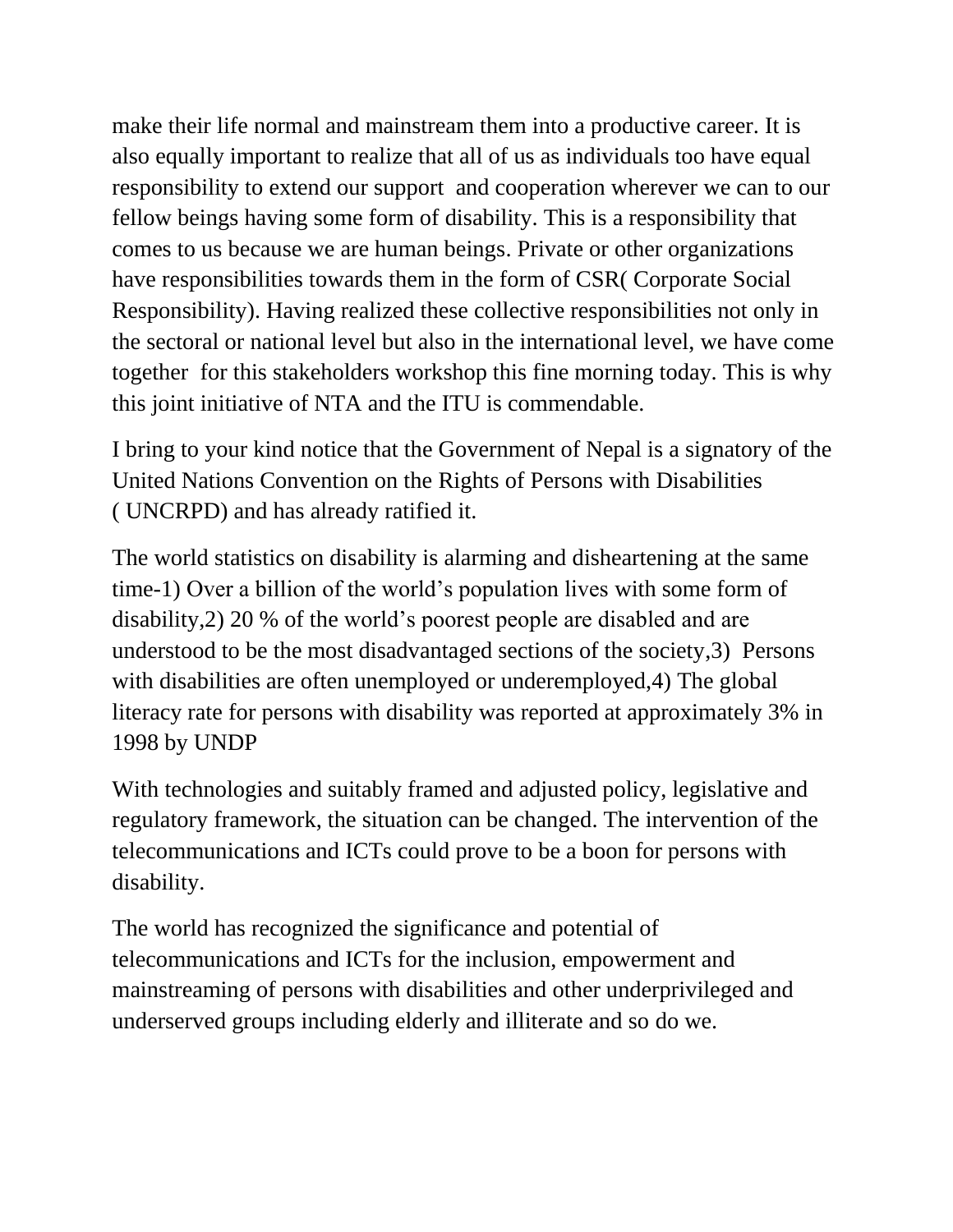make their life normal and mainstream them into a productive career. It is also equally important to realize that all of us as individuals too have equal responsibility to extend our support and cooperation wherever we can to our fellow beings having some form of disability. This is a responsibility that comes to us because we are human beings. Private or other organizations have responsibilities towards them in the form of CSR( Corporate Social Responsibility). Having realized these collective responsibilities not only in the sectoral or national level but also in the international level, we have come together for this stakeholders workshop this fine morning today. This is why this joint initiative of NTA and the ITU is commendable.

I bring to your kind notice that the Government of Nepal is a signatory of the United Nations Convention on the Rights of Persons with Disabilities ( UNCRPD) and has already ratified it.

The world statistics on disability is alarming and disheartening at the same time-1) Over a billion of the world's population lives with some form of disability,2) 20 % of the world's poorest people are disabled and are understood to be the most disadvantaged sections of the society,3) Persons with disabilities are often unemployed or underemployed,4) The global literacy rate for persons with disability was reported at approximately 3% in 1998 by UNDP

With technologies and suitably framed and adjusted policy, legislative and regulatory framework, the situation can be changed. The intervention of the telecommunications and ICTs could prove to be a boon for persons with disability.

The world has recognized the significance and potential of telecommunications and ICTs for the inclusion, empowerment and mainstreaming of persons with disabilities and other underprivileged and underserved groups including elderly and illiterate and so do we.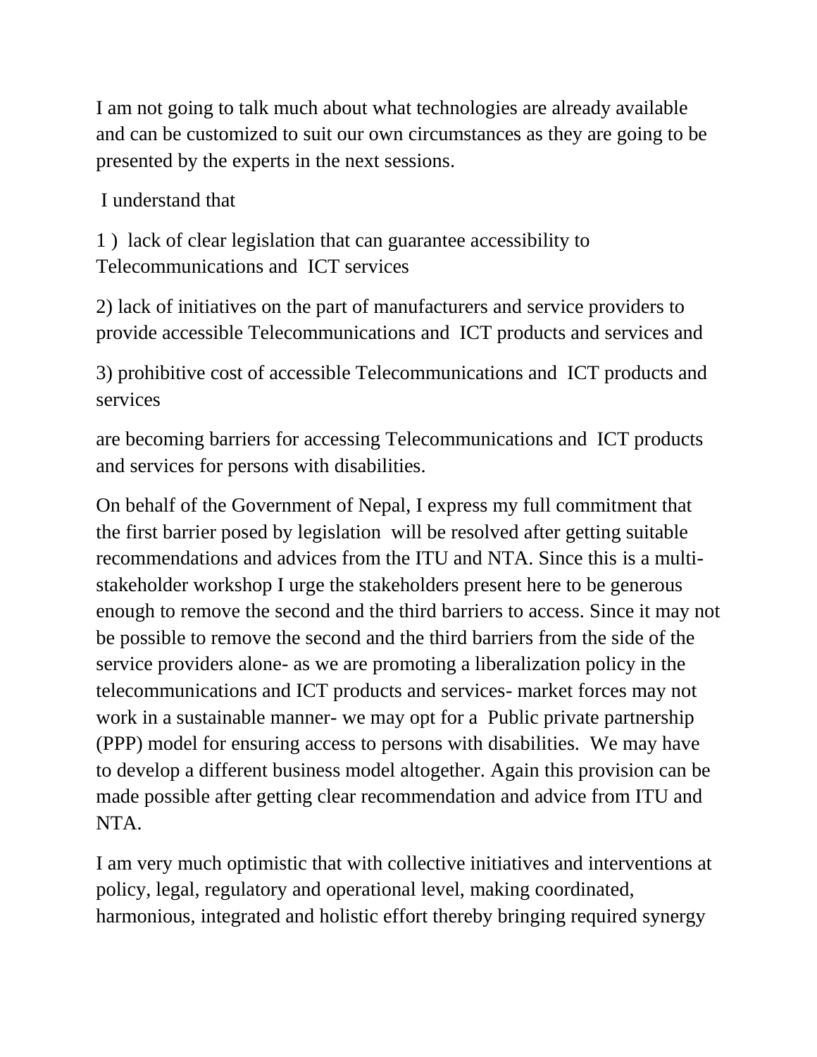I am not going to talk much about what technologies are already available and can be customized to suit our own circumstances as they are going to be presented by the experts in the next sessions.

I understand that

1 ) lack of clear legislation that can guarantee accessibility to Telecommunications and ICT services

2) lack of initiatives on the part of manufacturers and service providers to provide accessible Telecommunications and ICT products and services and

3) prohibitive cost of accessible Telecommunications and ICT products and services

are becoming barriers for accessing Telecommunications and ICT products and services for persons with disabilities.

On behalf of the Government of Nepal, I express my full commitment that the first barrier posed by legislation will be resolved after getting suitable recommendations and advices from the ITU and NTA. Since this is a multi-stakeholder workshop I urge the stakeholders present here to be generous enough to remove the second and the third barriers to access. Since it may not be possible to remove the second and the third barriers from the side of the service providers alone- as we are promoting a liberalization policy in the telecommunications and ICT products and services- market forces may not work in a sustainable manner- we may opt for a Public private partnership (PPP) model for ensuring access to persons with disabilities. We may have to develop a different business model altogether. Again this provision can be made possible after getting clear recommendation and advice from ITU and NTA.

I am very much optimistic that with collective initiatives and interventions at policy, legal, regulatory and operational level, making coordinated, harmonious, integrated and holistic effort thereby bringing required synergy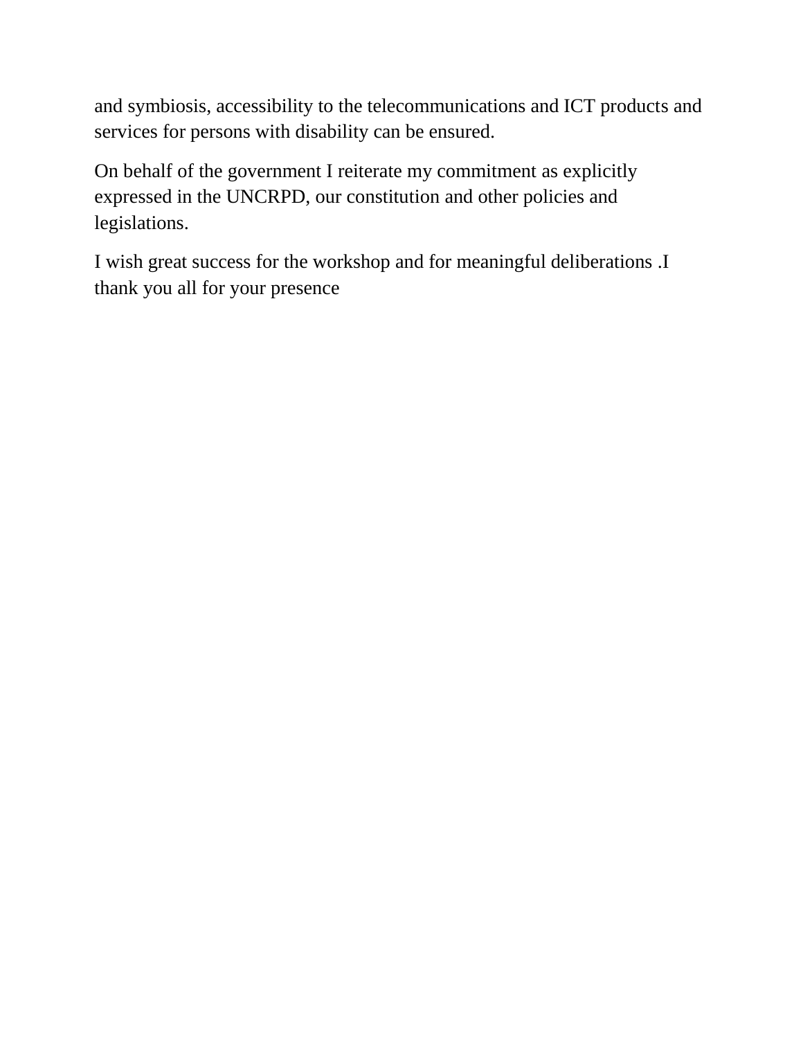and symbiosis, accessibility to the telecommunications and ICT products and services for persons with disability can be ensured.

On behalf of the government I reiterate my commitment as explicitly expressed in the UNCRPD, our constitution and other policies and legislations.

I wish great success for the workshop and for meaningful deliberations .I thank you all for your presence